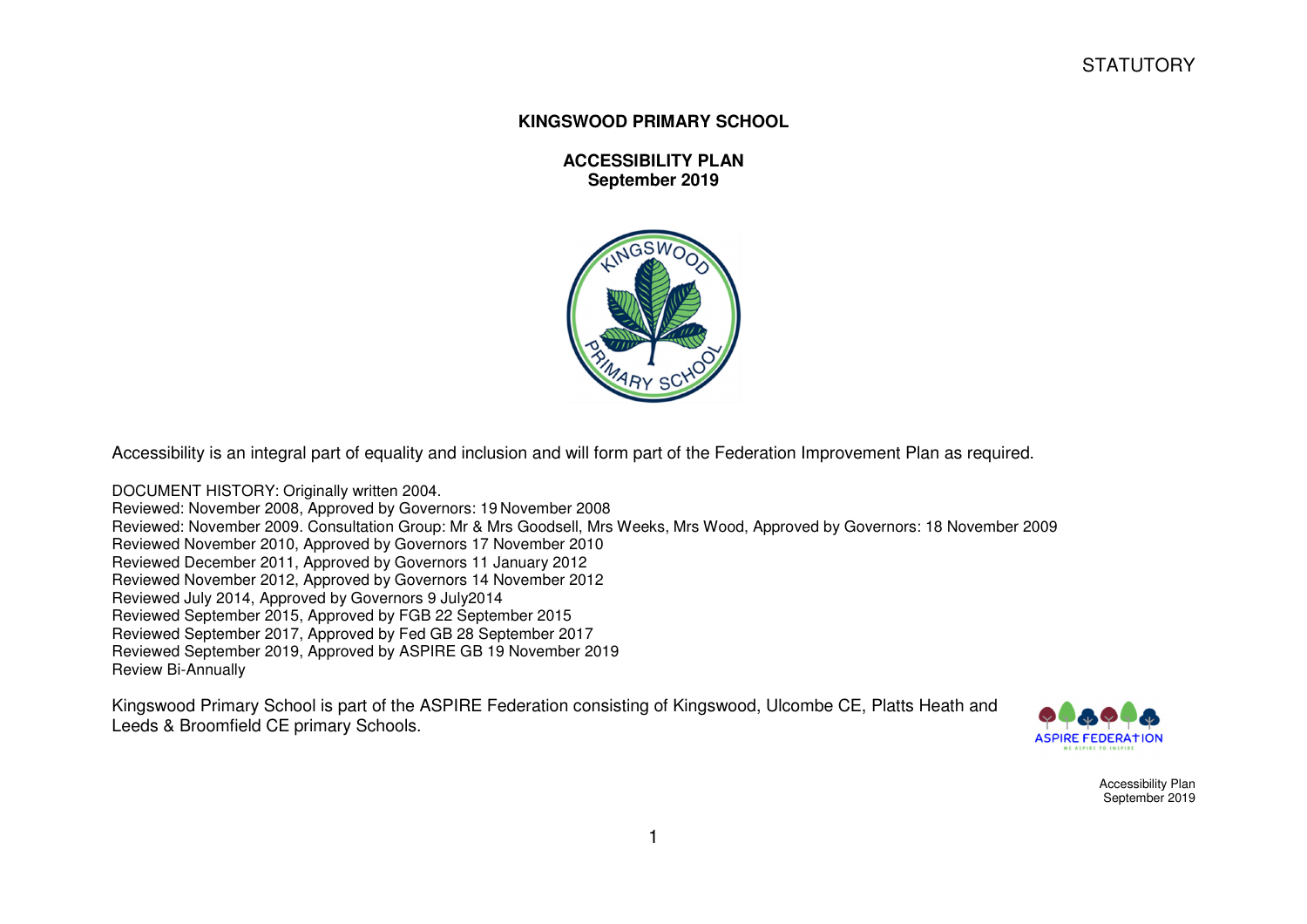STATUTORY

# KINGSWOOD PRIMARY SCHOOL

## ACCESSIBILITY PLAN
**September 2019**

Accessibility is an integral part of equality and inclusion and will form part of the Federation Improvement Plan as required.

DOCUMENT HISTORY: Originally written 2004.
Reviewed: November 2008, Approved by Governors: 19 November 2008
Reviewed: November 2009. Consultation Group: Mr & Mrs Goodsell, Mrs Weeks, Mrs Wood, Approved by Governors: 18 November 2009
Reviewed November 2010, Approved by Governors 17 November 2010
Reviewed December 2011, Approved by Governors 11 January 2012
Reviewed November 2012, Approved by Governors 14 November 2012
Reviewed July 2014, Approved by Governors 9 July2014
Reviewed September 2015, Approved by FGB 22 September 2015
Reviewed September 2017, Approved by Fed GB 28 September 2017
Reviewed September 2019, Approved by ASPIRE GB 19 November 2019
Review Bi-Annually

Kingswood Primary School is part of the ASPIRE Federation consisting of Kingswood, Ulcombe CE, Platts Heath and Leeds & Broomfield CE primary Schools.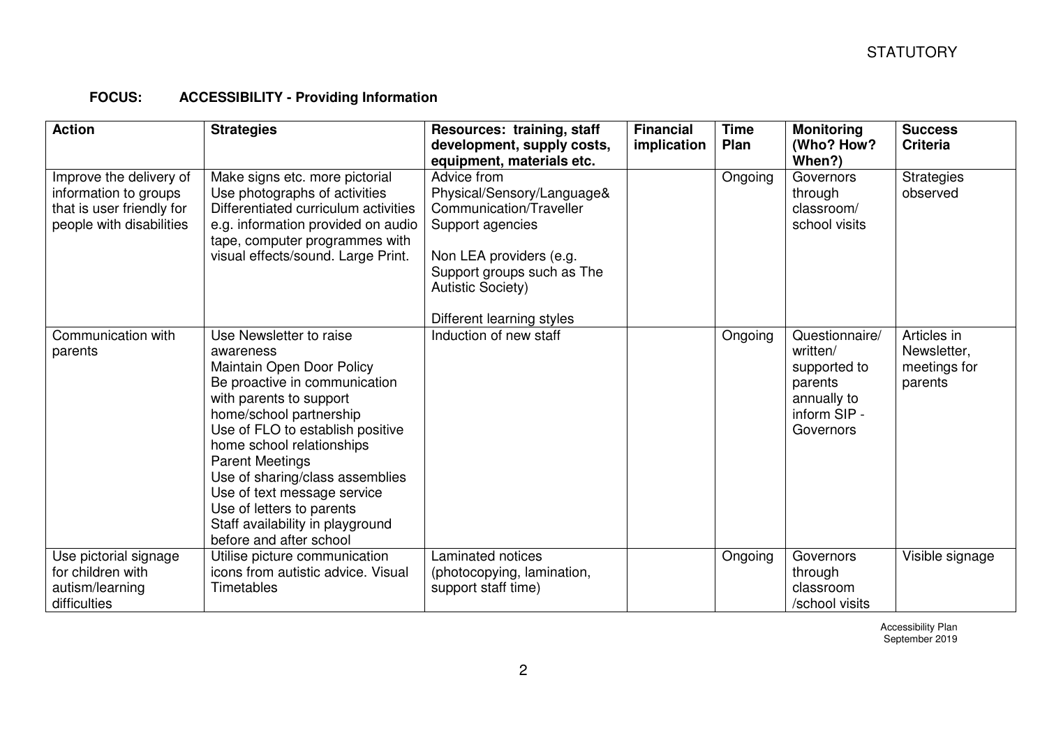STATUTORY

**FOCUS: ACCESSIBILITY - Providing Information**

| Action | Strategies | Resources: training, staff development, supply costs, equipment, materials etc. | Financial implication | Time Plan | Monitoring (Who? How? When?) | Success Criteria |
|---|---|---|---|---|---|---|
| Improve the delivery of information to groups that is user friendly for people with disabilities | Make signs etc. more pictorial<br>Use photographs of activities<br>Differentiated curriculum activities e.g. information provided on audio tape, computer programmes with visual effects/sound. Large Print. | Advice from Physical/Sensory/Language& Communication/Traveller Support agencies<br><br>Non LEA providers (e.g. Support groups such as The Autistic Society)<br><br>Different learning styles | | Ongoing | Governors through classroom/ school visits | Strategies observed |
| Communication with parents | Use Newsletter to raise awareness<br>Maintain Open Door Policy<br>Be proactive in communication with parents to support home/school partnership<br>Use of FLO to establish positive home school relationships<br>Parent Meetings<br>Use of sharing/class assemblies<br>Use of text message service<br>Use of letters to parents<br>Staff availability in playground before and after school | Induction of new staff | | Ongoing | Questionnaire/ written/ supported to parents annually to inform SIP - Governors | Articles in Newsletter, meetings for parents |
| Use pictorial signage for children with autism/learning difficulties | Utilise picture communication icons from autistic advice. Visual Timetables | Laminated notices (photocopying, lamination, support staff time) | | Ongoing | Governors through classroom /school visits | Visible signage |

Accessibility Plan
September 2019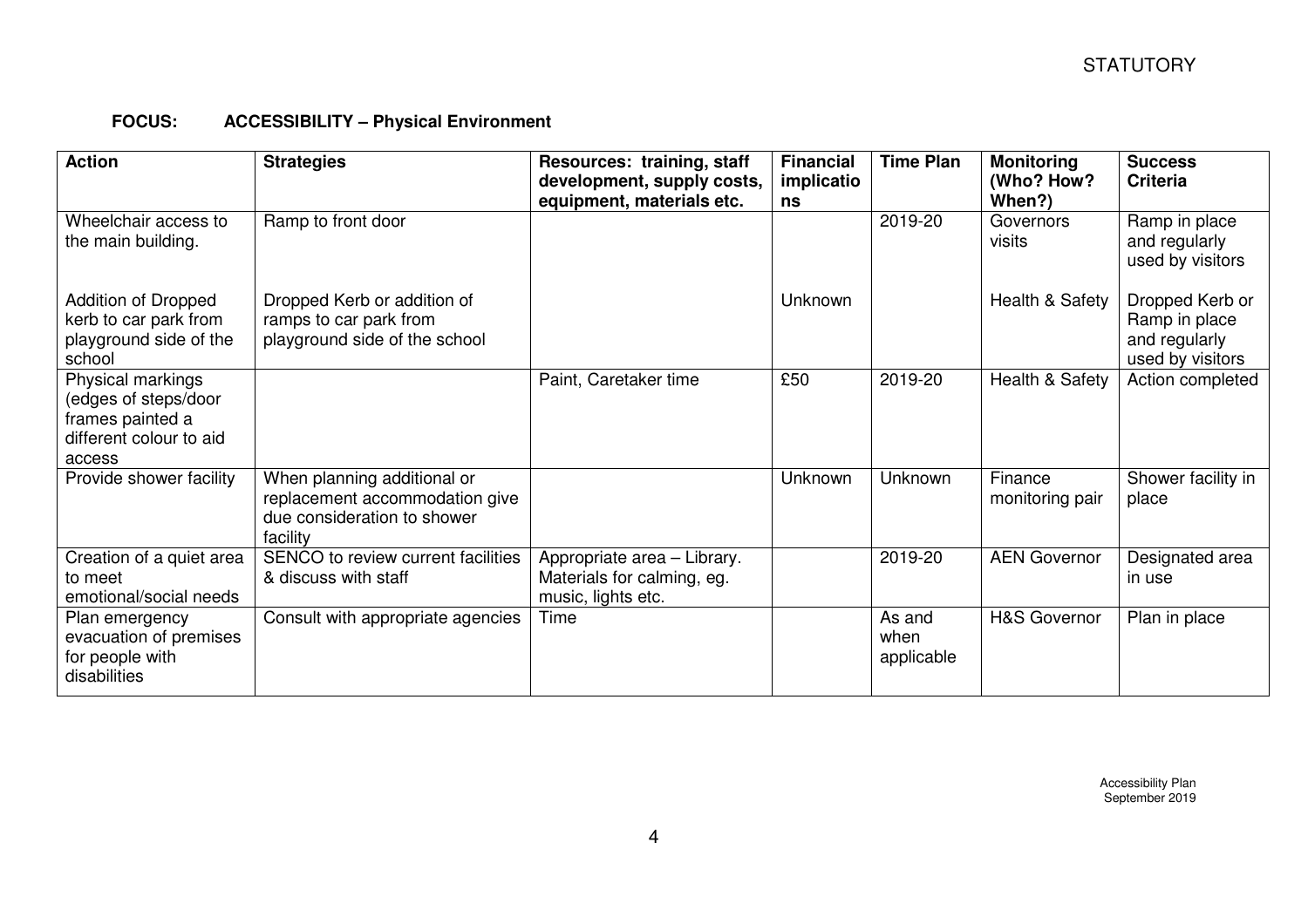**FOCUS: ACCESSIBILITY – Physical Environment**

| Action | Strategies | Resources: training, staff development, supply costs, equipment, materials etc. | Financial implications | Time Plan | Monitoring (Who? How? When?) | Success Criteria |
|---|---|---|---|---|---|---|
| Wheelchair access to the main building. | Ramp to front door | | | 2019-20 | Governors visits | Ramp in place and regularly used by visitors |
| Addition of Dropped kerb to car park from playground side of the school | Dropped Kerb or addition of ramps to car park from playground side of the school | | Unknown | | Health & Safety | Dropped Kerb or Ramp in place and regularly used by visitors |
| Physical markings (edges of steps/door frames painted a different colour to aid access | | Paint, Caretaker time | £50 | 2019-20 | Health & Safety | Action completed |
| Provide shower facility | When planning additional or replacement accommodation give due consideration to shower facility | | Unknown | Unknown | Finance monitoring pair | Shower facility in place |
| Creation of a quiet area to meet emotional/social needs | SENCO to review current facilities & discuss with staff | Appropriate area – Library. Materials for calming, eg. music, lights etc. | | 2019-20 | AEN Governor | Designated area in use |
| Plan emergency evacuation of premises for people with disabilities | Consult with appropriate agencies | Time | | As and when applicable | H&S Governor | Plan in place |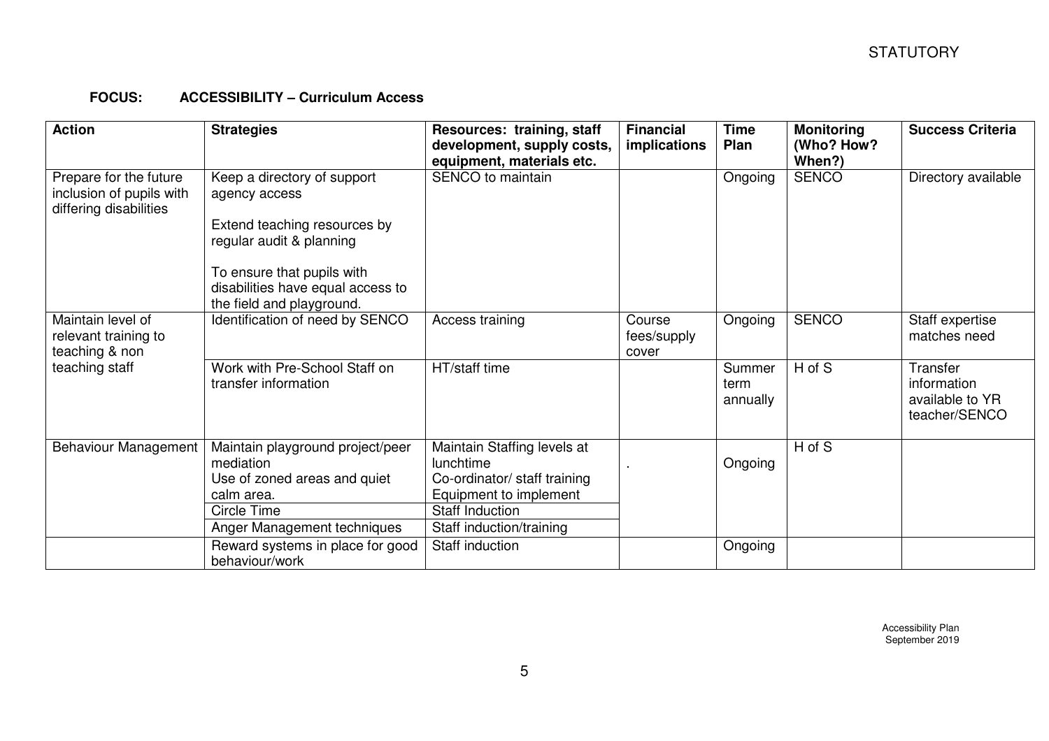**FOCUS: ACCESSIBILITY – Curriculum Access**

| Action | Strategies | Resources: training, staff development, supply costs, equipment, materials etc. | Financial implications | Time Plan | Monitoring (Who? How? When?) | Success Criteria |
|---|---|---|---|---|---|---|
| Prepare for the future inclusion of pupils with differing disabilities | Keep a directory of support agency access<br><br>Extend teaching resources by regular audit & planning<br><br>To ensure that pupils with disabilities have equal access to the field and playground. | SENCO to maintain | | Ongoing | SENCO | Directory available |
| Maintain level of relevant training to teaching & non teaching staff | Identification of need by SENCO | Access training | Course fees/supply cover | Ongoing | SENCO | Staff expertise matches need |
| | Work with Pre-School Staff on transfer information | HT/staff time | | Summer term annually | H of S | Transfer information available to YR teacher/SENCO |
| Behaviour Management | Maintain playground project/peer mediation<br>Use of zoned areas and quiet calm area. | Maintain Staffing levels at lunchtime<br>Co-ordinator/ staff training<br>Equipment to implement | . | Ongoing | H of S | |
| | Circle Time | Staff Induction | | | | |
| | Anger Management techniques | Staff induction/training | | | | |
| | Reward systems in place for good behaviour/work | Staff induction | | Ongoing | | |